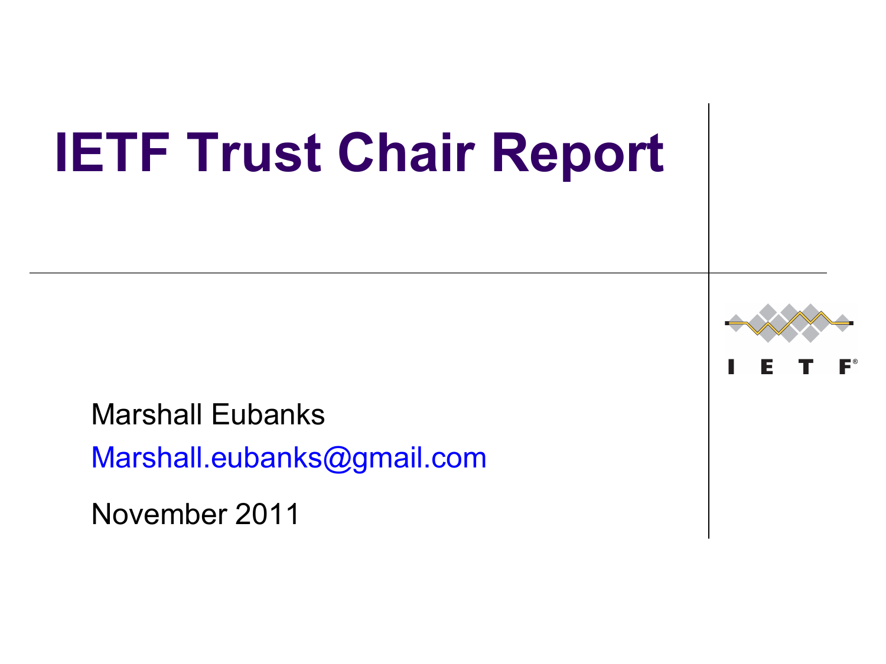# IETF Trust Chair Report

Marshall Eubanks

Marshall.eubanks@gmail.com

November 2011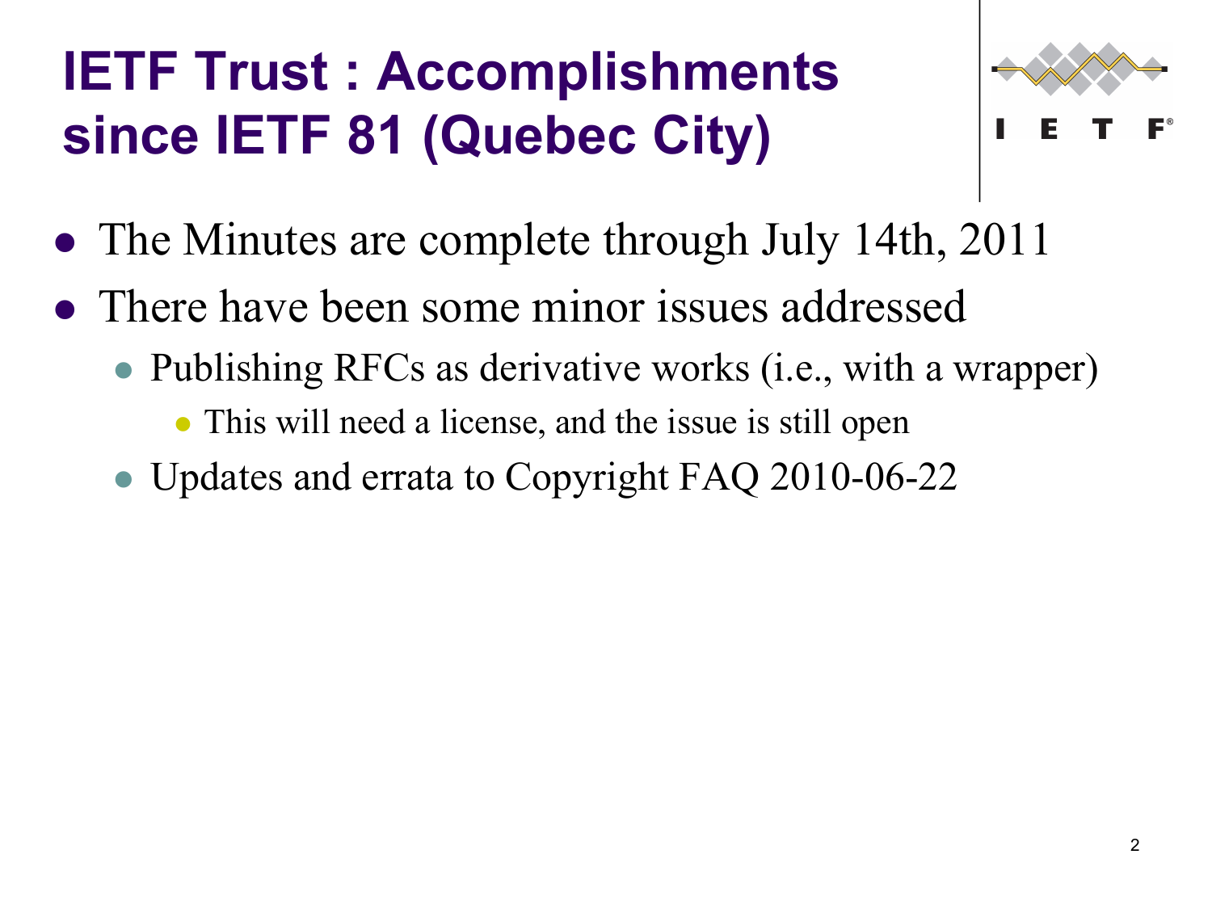# IETF Trust : Accomplishments since IETF 81 (Quebec City)

- The Minutes are complete through July 14th, 2011
- There have been some minor issues addressed
  - Publishing RFCs as derivative works (i.e., with a wrapper)
    - This will need a license, and the issue is still open
  - Updates and errata to Copyright FAQ 2010-06-22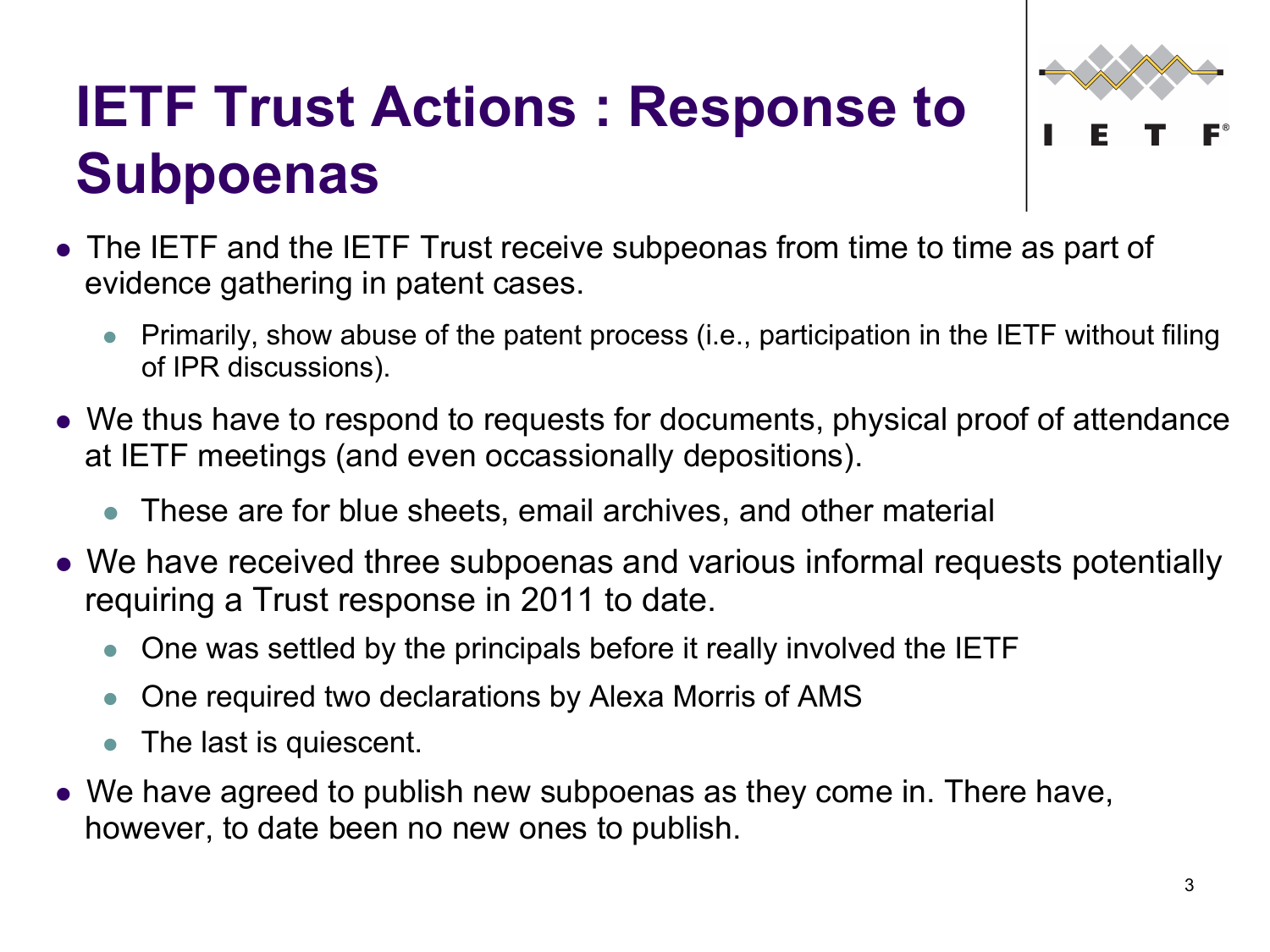# IETF Trust Actions : Response to Subpoenas

- The IETF and the IETF Trust receive subpeonas from time to time as part of evidence gathering in patent cases.
  - Primarily, show abuse of the patent process (i.e., participation in the IETF without filing of IPR discussions).
- We thus have to respond to requests for documents, physical proof of attendance at IETF meetings (and even occassionally depositions).
  - These are for blue sheets, email archives, and other material
- We have received three subpoenas and various informal requests potentially requiring a Trust response in 2011 to date.
  - One was settled by the principals before it really involved the IETF
  - One required two declarations by Alexa Morris of AMS
  - The last is quiescent.
- We have agreed to publish new subpoenas as they come in. There have, however, to date been no new ones to publish.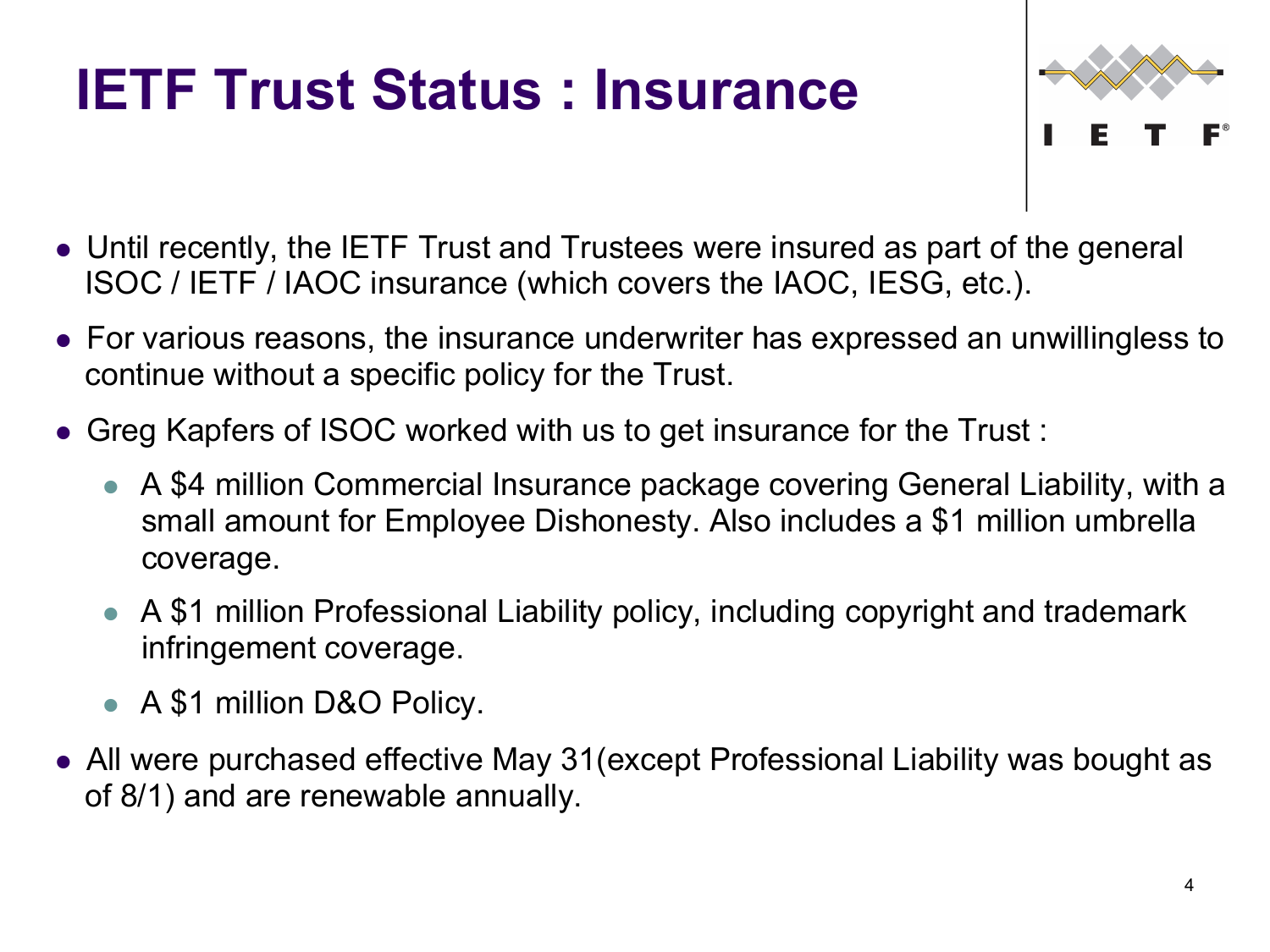# IETF Trust Status : Insurance

- Until recently, the IETF Trust and Trustees were insured as part of the general ISOC / IETF / IAOC insurance (which covers the IAOC, IESG, etc.).
- For various reasons, the insurance underwriter has expressed an unwillingless to continue without a specific policy for the Trust.
- Greg Kapfers of ISOC worked with us to get insurance for the Trust :
  - A $4 million Commercial Insurance package covering General Liability, with a small amount for Employee Dishonesty. Also includes a $1 million umbrella coverage.
  - A $1 million Professional Liability policy, including copyright and trademark infringement coverage.
  - A $1 million D&O Policy.
- All were purchased effective May 31(except Professional Liability was bought as of 8/1) and are renewable annually.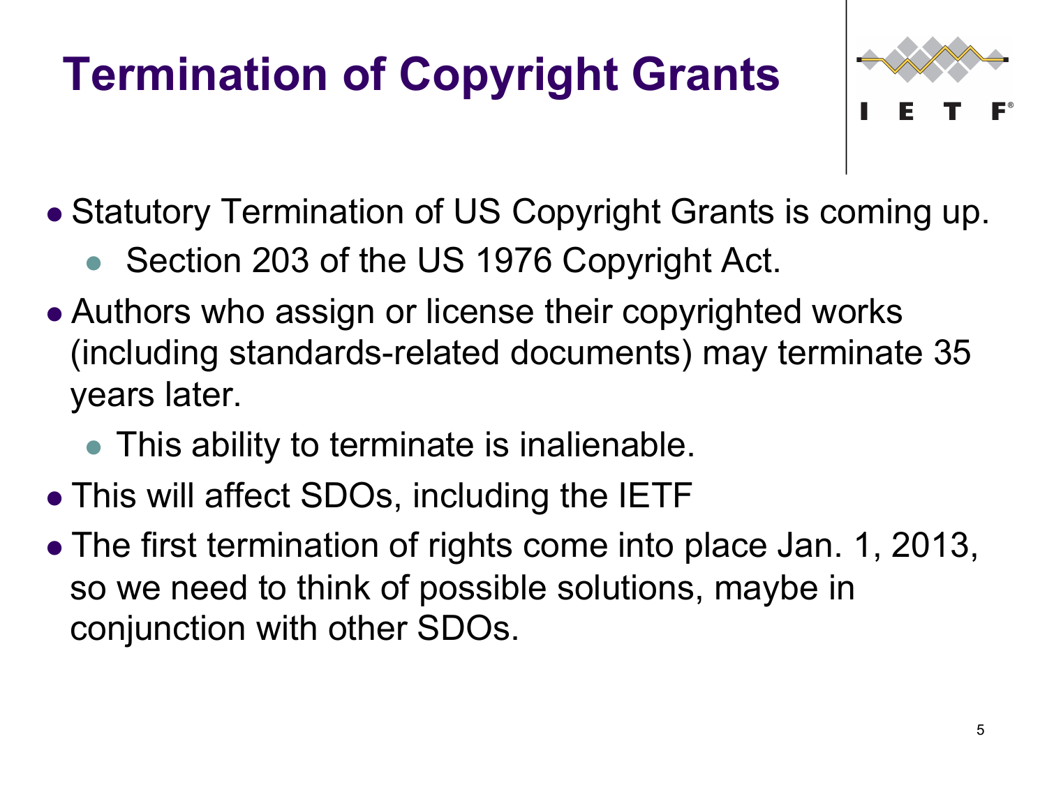# Termination of Copyright Grants

- Statutory Termination of US Copyright Grants is coming up.
  - Section 203 of the US 1976 Copyright Act.
- Authors who assign or license their copyrighted works (including standards-related documents) may terminate 35 years later.
  - This ability to terminate is inalienable.
- This will affect SDOs, including the IETF
- The first termination of rights come into place Jan. 1, 2013, so we need to think of possible solutions, maybe in conjunction with other SDOs.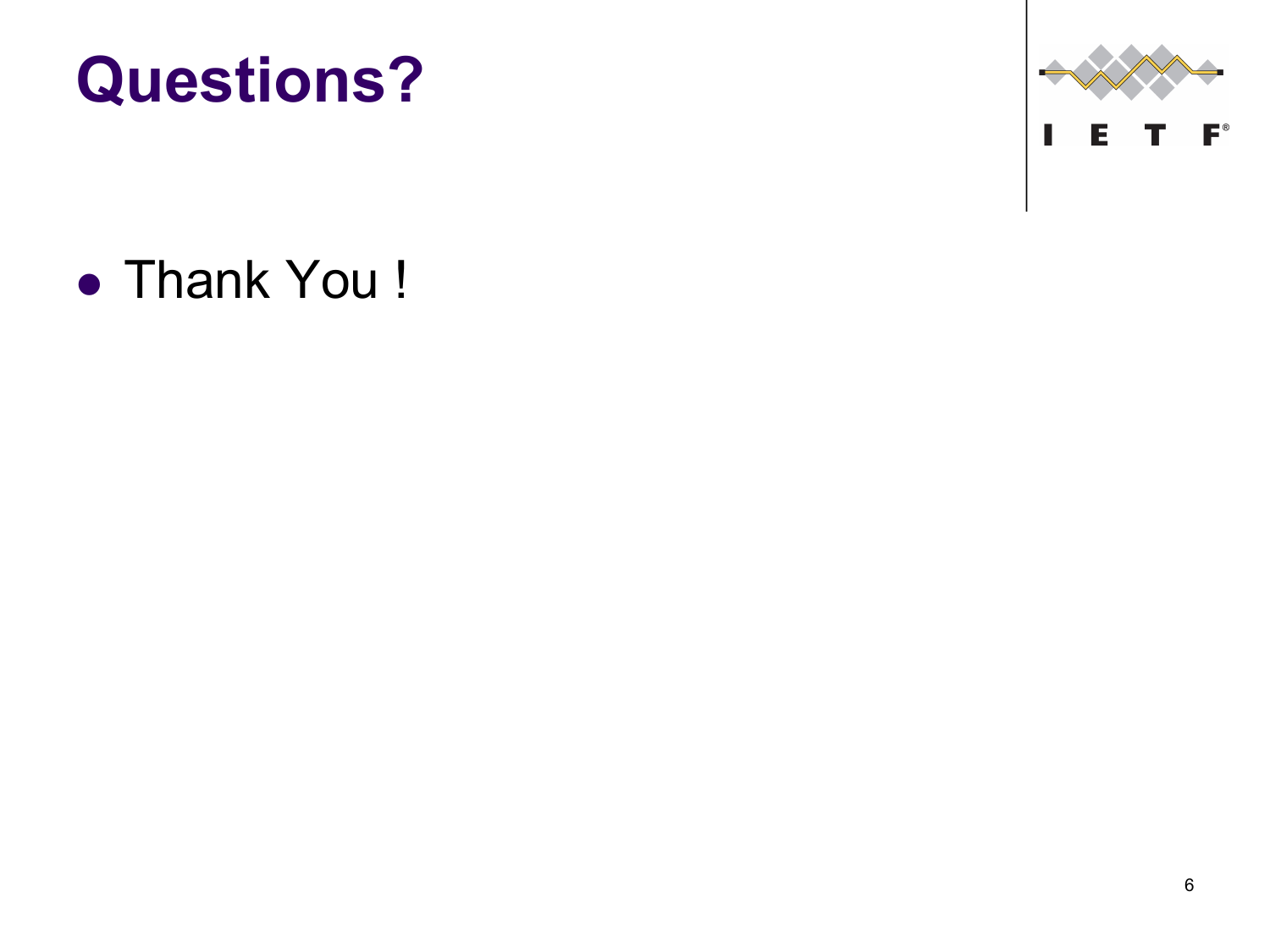# Questions?

- Thank You !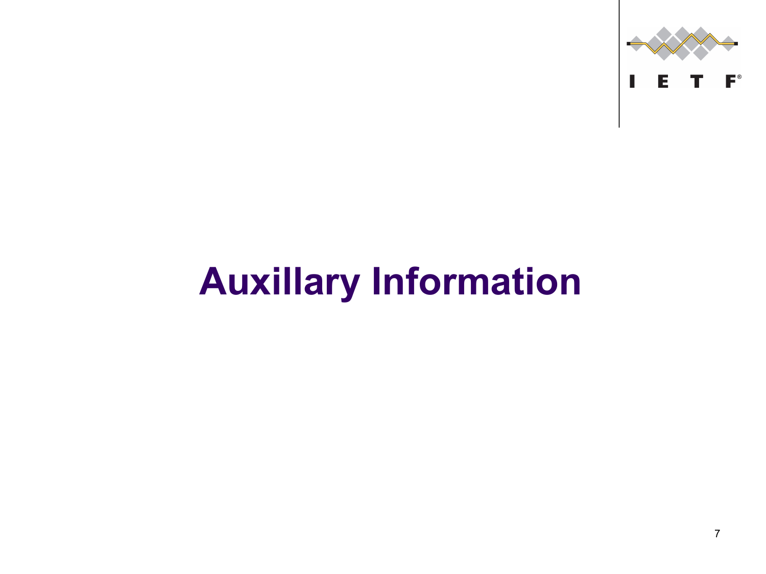# Auxillary Information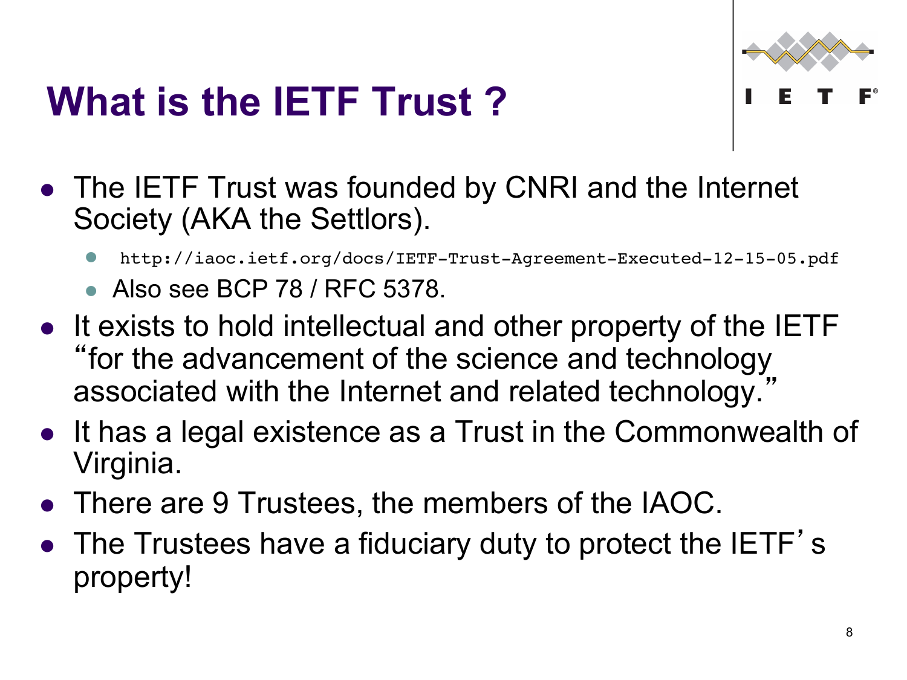# What is the IETF Trust ?

- The IETF Trust was founded by CNRI and the Internet Society (AKA the Settlors).
  - `http://iaoc.ietf.org/docs/IETF-Trust-Agreement-Executed-12-15-05.pdf`
  - Also see BCP 78 / RFC 5378.
- It exists to hold intellectual and other property of the IETF "for the advancement of the science and technology associated with the Internet and related technology."
- It has a legal existence as a Trust in the Commonwealth of Virginia.
- There are 9 Trustees, the members of the IAOC.
- The Trustees have a fiduciary duty to protect the IETF's property!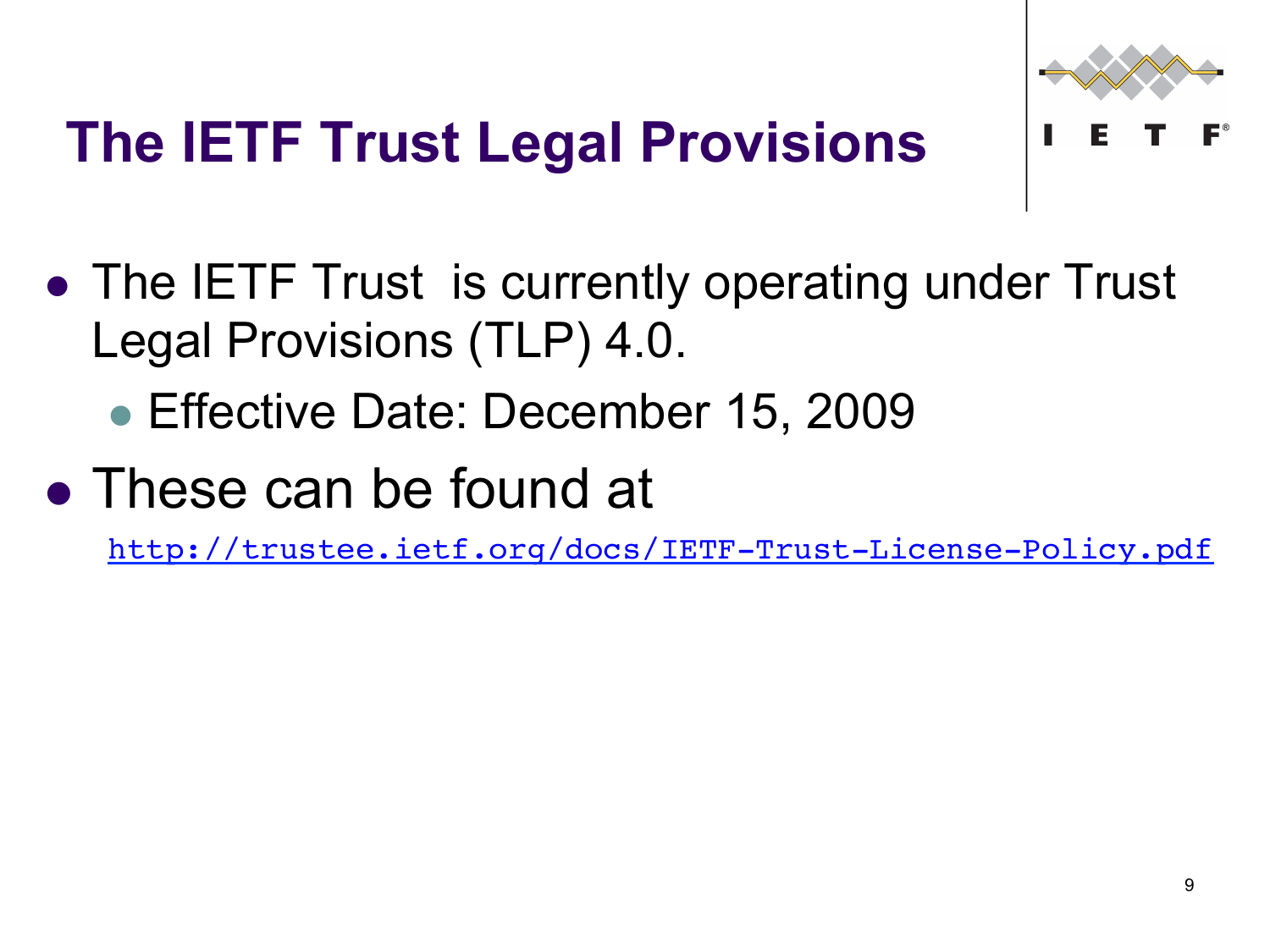# The IETF Trust Legal Provisions

- The IETF Trust is currently operating under Trust Legal Provisions (TLP) 4.0.
  - Effective Date: December 15, 2009
- These can be found at

  http://trustee.ietf.org/docs/IETF-Trust-License-Policy.pdf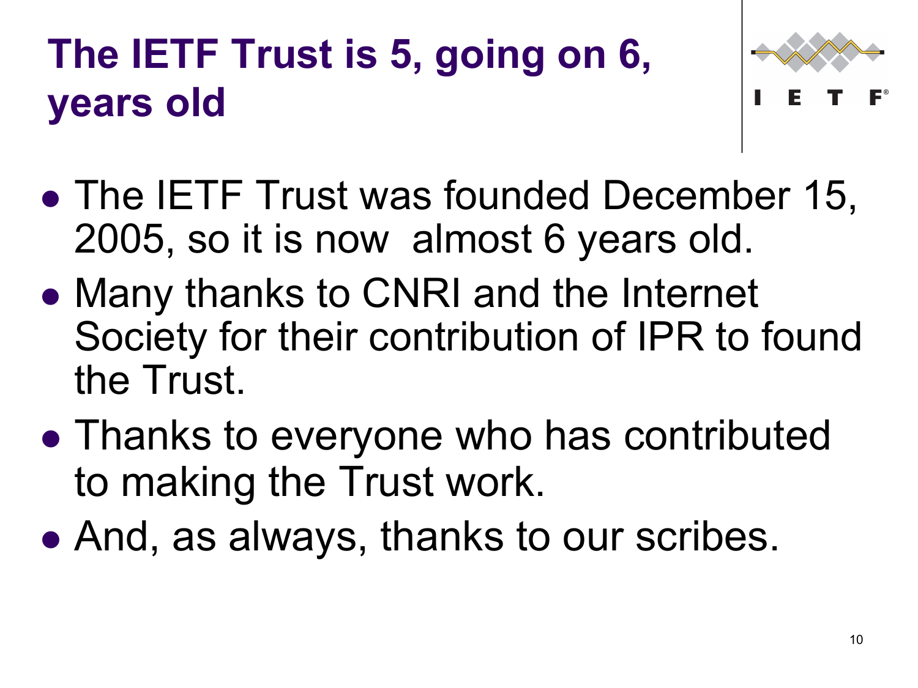# The IETF Trust is 5, going on 6, years old

- The IETF Trust was founded December 15, 2005, so it is now almost 6 years old.
- Many thanks to CNRI and the Internet Society for their contribution of IPR to found the Trust.
- Thanks to everyone who has contributed to making the Trust work.
- And, as always, thanks to our scribes.